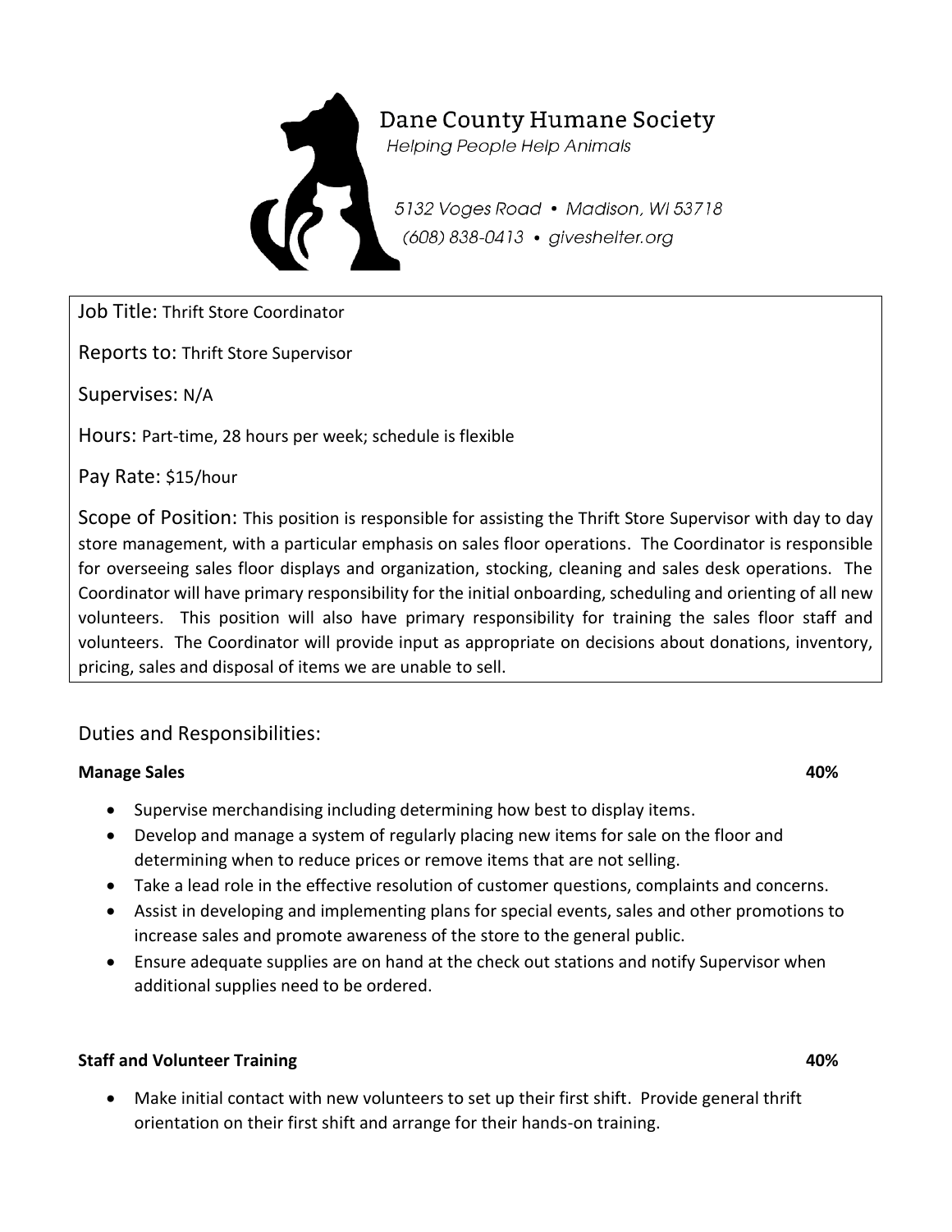Dane County Humane Society

*Helping People Help Animals*

*5132 Voges Road • Madison, WI 53718*

*(608) 838-0413 • giveshelter.org*

Job Title: Thrift Store Coordinator

Reports to: Thrift Store Supervisor

Supervises: N/A

Hours: Part-time, 28 hours per week; schedule is flexible

Pay Rate: $15/hour

Scope of Position: This position is responsible for assisting the Thrift Store Supervisor with day to day store management, with a particular emphasis on sales floor operations. The Coordinator is responsible for overseeing sales floor displays and organization, stocking, cleaning and sales desk operations. The Coordinator will have primary responsibility for the initial onboarding, scheduling and orienting of all new volunteers. This position will also have primary responsibility for training the sales floor staff and volunteers. The Coordinator will provide input as appropriate on decisions about donations, inventory, pricing, sales and disposal of items we are unable to sell.

## Duties and Responsibilities:

**Manage Sales** **40%**

- Supervise merchandising including determining how best to display items.
- Develop and manage a system of regularly placing new items for sale on the floor and determining when to reduce prices or remove items that are not selling.
- Take a lead role in the effective resolution of customer questions, complaints and concerns.
- Assist in developing and implementing plans for special events, sales and other promotions to increase sales and promote awareness of the store to the general public.
- Ensure adequate supplies are on hand at the check out stations and notify Supervisor when additional supplies need to be ordered.

**Staff and Volunteer Training** **40%**

- Make initial contact with new volunteers to set up their first shift. Provide general thrift orientation on their first shift and arrange for their hands-on training.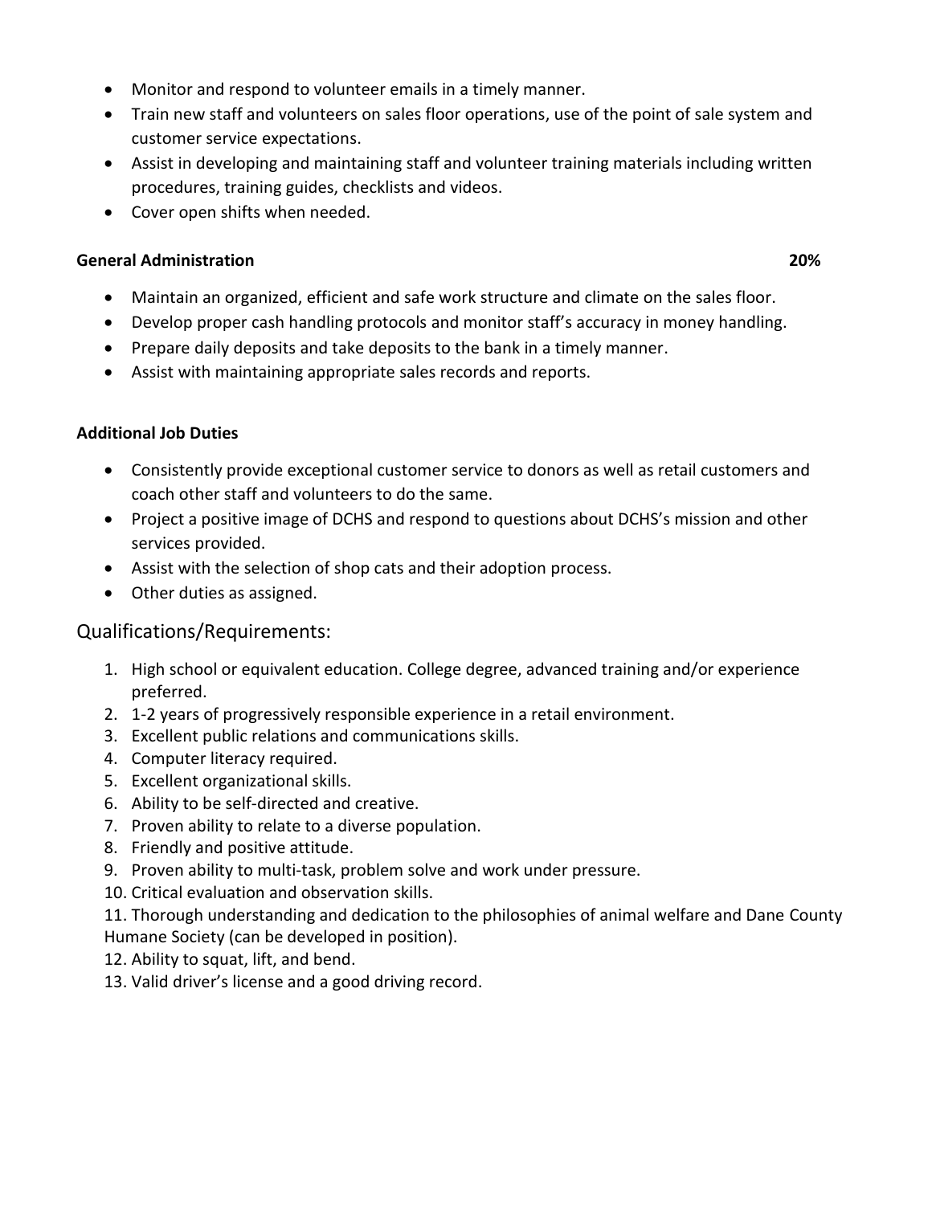- Monitor and respond to volunteer emails in a timely manner.
- Train new staff and volunteers on sales floor operations, use of the point of sale system and customer service expectations.
- Assist in developing and maintaining staff and volunteer training materials including written procedures, training guides, checklists and videos.
- Cover open shifts when needed.

**General Administration** **20%**

- Maintain an organized, efficient and safe work structure and climate on the sales floor.
- Develop proper cash handling protocols and monitor staff's accuracy in money handling.
- Prepare daily deposits and take deposits to the bank in a timely manner.
- Assist with maintaining appropriate sales records and reports.

**Additional Job Duties**

- Consistently provide exceptional customer service to donors as well as retail customers and coach other staff and volunteers to do the same.
- Project a positive image of DCHS and respond to questions about DCHS's mission and other services provided.
- Assist with the selection of shop cats and their adoption process.
- Other duties as assigned.

## Qualifications/Requirements:

1. High school or equivalent education. College degree, advanced training and/or experience preferred.
2. 1-2 years of progressively responsible experience in a retail environment.
3. Excellent public relations and communications skills.
4. Computer literacy required.
5. Excellent organizational skills.
6. Ability to be self-directed and creative.
7. Proven ability to relate to a diverse population.
8. Friendly and positive attitude.
9. Proven ability to multi-task, problem solve and work under pressure.
10. Critical evaluation and observation skills.
11. Thorough understanding and dedication to the philosophies of animal welfare and Dane County Humane Society (can be developed in position).
12. Ability to squat, lift, and bend.
13. Valid driver's license and a good driving record.